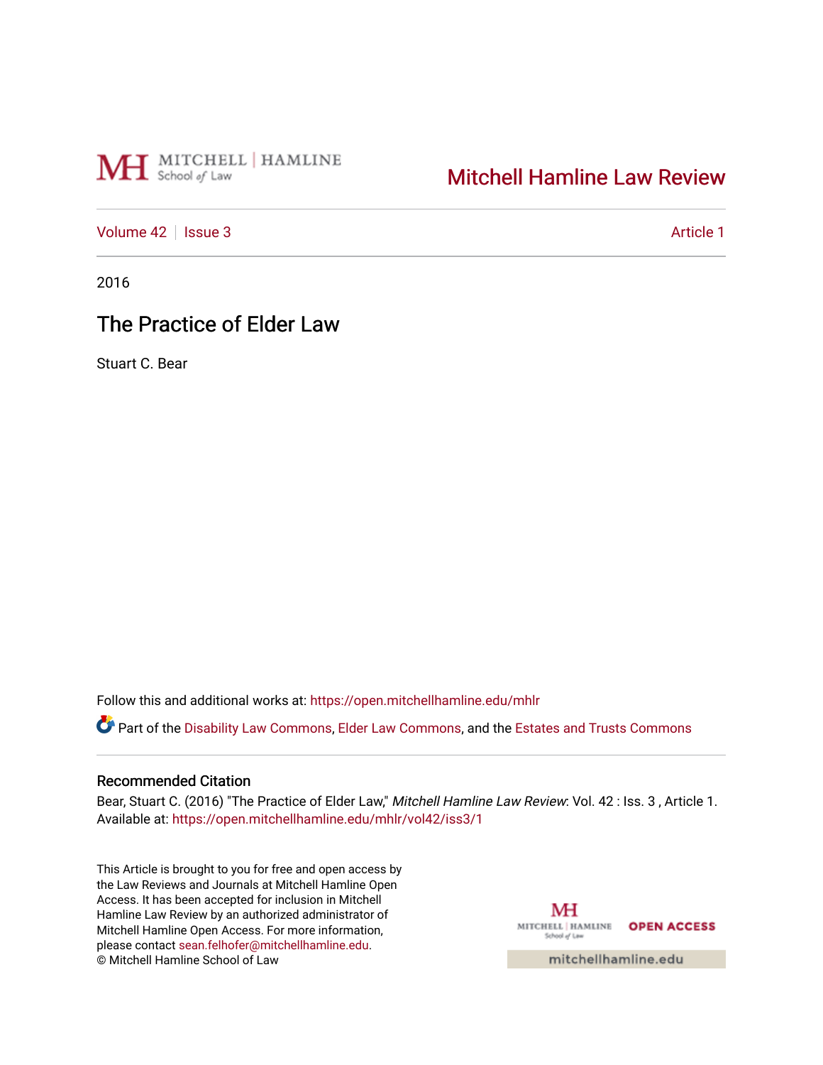MITCHELL | HAMLINE School of Law

# Mitchell Hamline Law Review

Volume 42 | Issue 3 | Article 1

2016

## The Practice of Elder Law

Stuart C. Bear

Follow this and additional works at: https://open.mitchellhamline.edu/mhlr

Part of the Disability Law Commons, Elder Law Commons, and the Estates and Trusts Commons

### Recommended Citation

Bear, Stuart C. (2016) "The Practice of Elder Law," *Mitchell Hamline Law Review*: Vol. 42 : Iss. 3 , Article 1.
Available at: https://open.mitchellhamline.edu/mhlr/vol42/iss3/1

This Article is brought to you for free and open access by the Law Reviews and Journals at Mitchell Hamline Open Access. It has been accepted for inclusion in Mitchell Hamline Law Review by an authorized administrator of Mitchell Hamline Open Access. For more information, please contact sean.felhofer@mitchellhamline.edu.
© Mitchell Hamline School of Law

MITCHELL | HAMLINE School of Law OPEN ACCESS

mitchellhamline.edu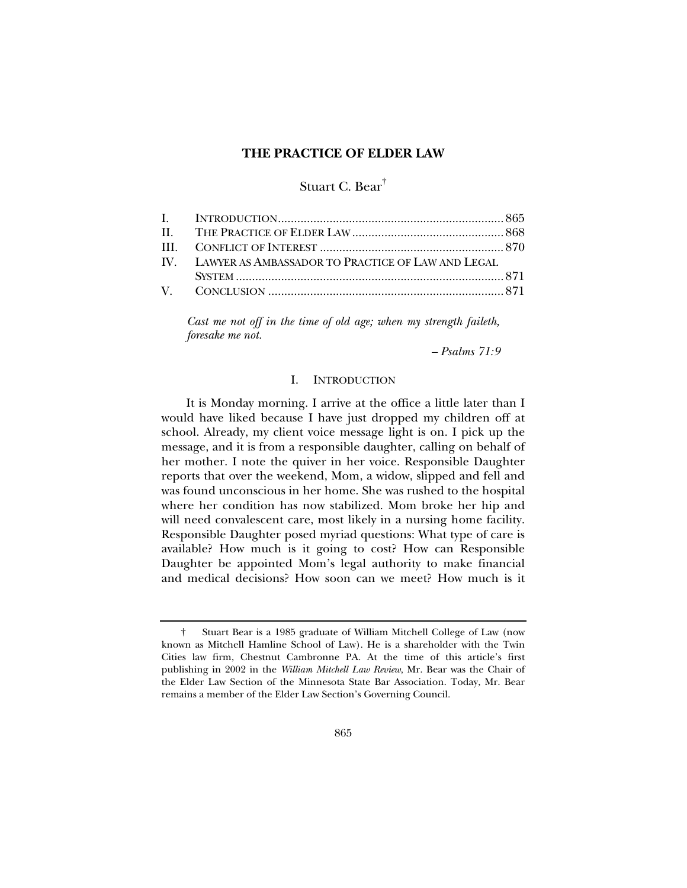# THE PRACTICE OF ELDER LAW

Stuart C. Bear[†]

| | | |
|---|---|---|
| I. | INTRODUCTION | 865 |
| II. | THE PRACTICE OF ELDER LAW | 868 |
| III. | CONFLICT OF INTEREST | 870 |
| IV. | LAWYER AS AMBASSADOR TO PRACTICE OF LAW AND LEGAL SYSTEM | 871 |
| V. | CONCLUSION | 871 |

> *Cast me not off in the time of old age; when my strength faileth, foresake me not.*
>
> *– Psalms 71:9*

## I. INTRODUCTION

It is Monday morning. I arrive at the office a little later than I would have liked because I have just dropped my children off at school. Already, my client voice message light is on. I pick up the message, and it is from a responsible daughter, calling on behalf of her mother. I note the quiver in her voice. Responsible Daughter reports that over the weekend, Mom, a widow, slipped and fell and was found unconscious in her home. She was rushed to the hospital where her condition has now stabilized. Mom broke her hip and will need convalescent care, most likely in a nursing home facility. Responsible Daughter posed myriad questions: What type of care is available? How much is it going to cost? How can Responsible Daughter be appointed Mom's legal authority to make financial and medical decisions? How soon can we meet? How much is it

---

† Stuart Bear is a 1985 graduate of William Mitchell College of Law (now known as Mitchell Hamline School of Law). He is a shareholder with the Twin Cities law firm, Chestnut Cambronne PA. At the time of this article's first publishing in 2002 in the *William Mitchell Law Review*, Mr. Bear was the Chair of the Elder Law Section of the Minnesota State Bar Association. Today, Mr. Bear remains a member of the Elder Law Section's Governing Council.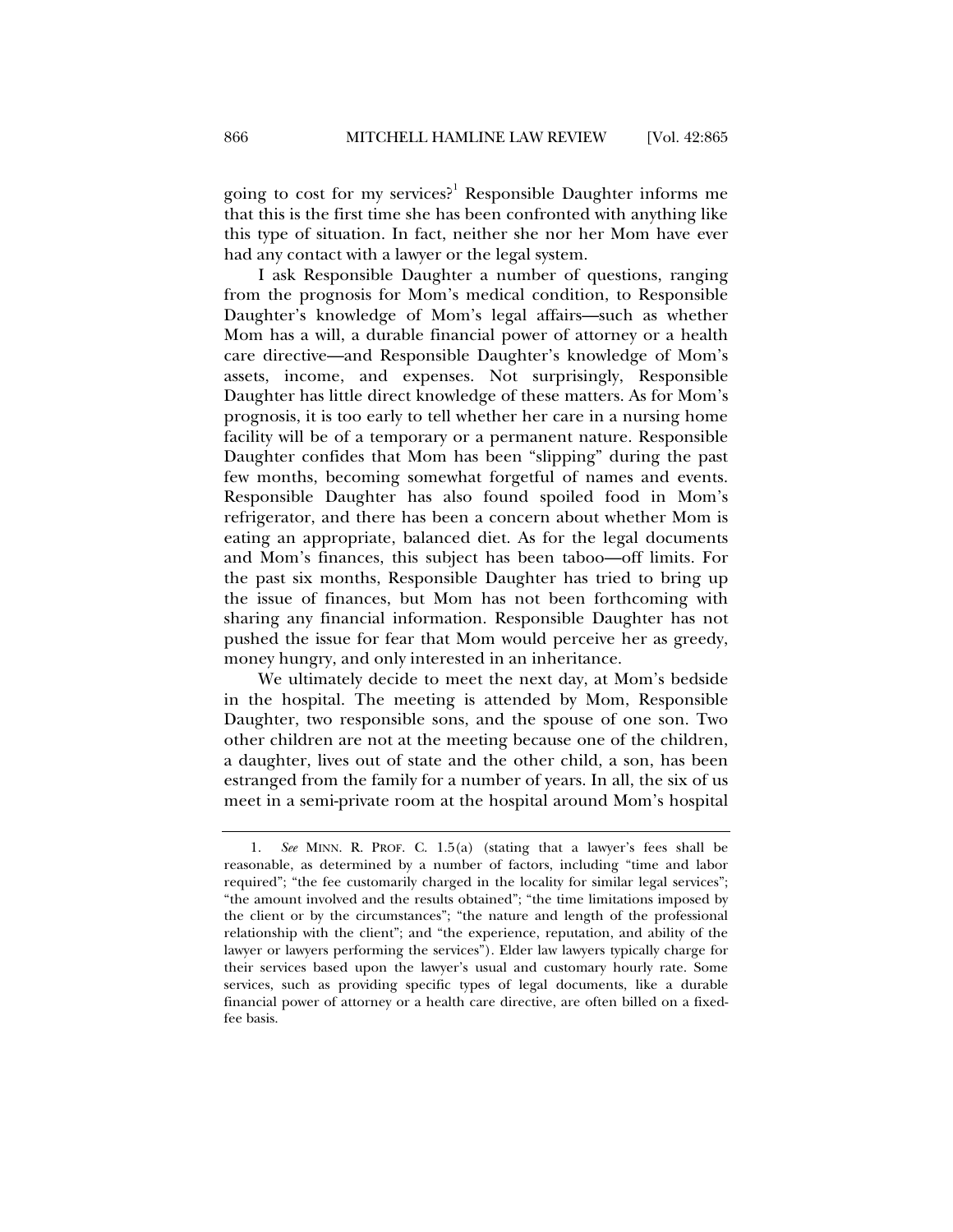going to cost for my services?[1] Responsible Daughter informs me that this is the first time she has been confronted with anything like this type of situation. In fact, neither she nor her Mom have ever had any contact with a lawyer or the legal system.

I ask Responsible Daughter a number of questions, ranging from the prognosis for Mom's medical condition, to Responsible Daughter's knowledge of Mom's legal affairs—such as whether Mom has a will, a durable financial power of attorney or a health care directive—and Responsible Daughter's knowledge of Mom's assets, income, and expenses. Not surprisingly, Responsible Daughter has little direct knowledge of these matters. As for Mom's prognosis, it is too early to tell whether her care in a nursing home facility will be of a temporary or a permanent nature. Responsible Daughter confides that Mom has been "slipping" during the past few months, becoming somewhat forgetful of names and events. Responsible Daughter has also found spoiled food in Mom's refrigerator, and there has been a concern about whether Mom is eating an appropriate, balanced diet. As for the legal documents and Mom's finances, this subject has been taboo—off limits. For the past six months, Responsible Daughter has tried to bring up the issue of finances, but Mom has not been forthcoming with sharing any financial information. Responsible Daughter has not pushed the issue for fear that Mom would perceive her as greedy, money hungry, and only interested in an inheritance.

We ultimately decide to meet the next day, at Mom's bedside in the hospital. The meeting is attended by Mom, Responsible Daughter, two responsible sons, and the spouse of one son. Two other children are not at the meeting because one of the children, a daughter, lives out of state and the other child, a son, has been estranged from the family for a number of years. In all, the six of us meet in a semi-private room at the hospital around Mom's hospital

---

1. *See* MINN. R. PROF. C. 1.5(a) (stating that a lawyer's fees shall be reasonable, as determined by a number of factors, including "time and labor required"; "the fee customarily charged in the locality for similar legal services"; "the amount involved and the results obtained"; "the time limitations imposed by the client or by the circumstances"; "the nature and length of the professional relationship with the client"; and "the experience, reputation, and ability of the lawyer or lawyers performing the services"). Elder law lawyers typically charge for their services based upon the lawyer's usual and customary hourly rate. Some services, such as providing specific types of legal documents, like a durable financial power of attorney or a health care directive, are often billed on a fixed-fee basis.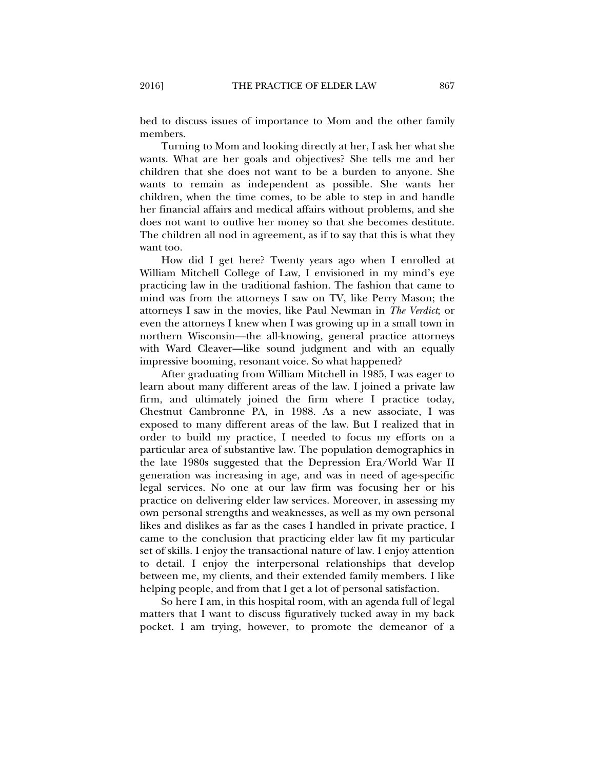bed to discuss issues of importance to Mom and the other family members.

Turning to Mom and looking directly at her, I ask her what she wants. What are her goals and objectives? She tells me and her children that she does not want to be a burden to anyone. She wants to remain as independent as possible. She wants her children, when the time comes, to be able to step in and handle her financial affairs and medical affairs without problems, and she does not want to outlive her money so that she becomes destitute. The children all nod in agreement, as if to say that this is what they want too.

How did I get here? Twenty years ago when I enrolled at William Mitchell College of Law, I envisioned in my mind's eye practicing law in the traditional fashion. The fashion that came to mind was from the attorneys I saw on TV, like Perry Mason; the attorneys I saw in the movies, like Paul Newman in *The Verdict*; or even the attorneys I knew when I was growing up in a small town in northern Wisconsin—the all-knowing, general practice attorneys with Ward Cleaver—like sound judgment and with an equally impressive booming, resonant voice. So what happened?

After graduating from William Mitchell in 1985, I was eager to learn about many different areas of the law. I joined a private law firm, and ultimately joined the firm where I practice today, Chestnut Cambronne PA, in 1988. As a new associate, I was exposed to many different areas of the law. But I realized that in order to build my practice, I needed to focus my efforts on a particular area of substantive law. The population demographics in the late 1980s suggested that the Depression Era/World War II generation was increasing in age, and was in need of age-specific legal services. No one at our law firm was focusing her or his practice on delivering elder law services. Moreover, in assessing my own personal strengths and weaknesses, as well as my own personal likes and dislikes as far as the cases I handled in private practice, I came to the conclusion that practicing elder law fit my particular set of skills. I enjoy the transactional nature of law. I enjoy attention to detail. I enjoy the interpersonal relationships that develop between me, my clients, and their extended family members. I like helping people, and from that I get a lot of personal satisfaction.

So here I am, in this hospital room, with an agenda full of legal matters that I want to discuss figuratively tucked away in my back pocket. I am trying, however, to promote the demeanor of a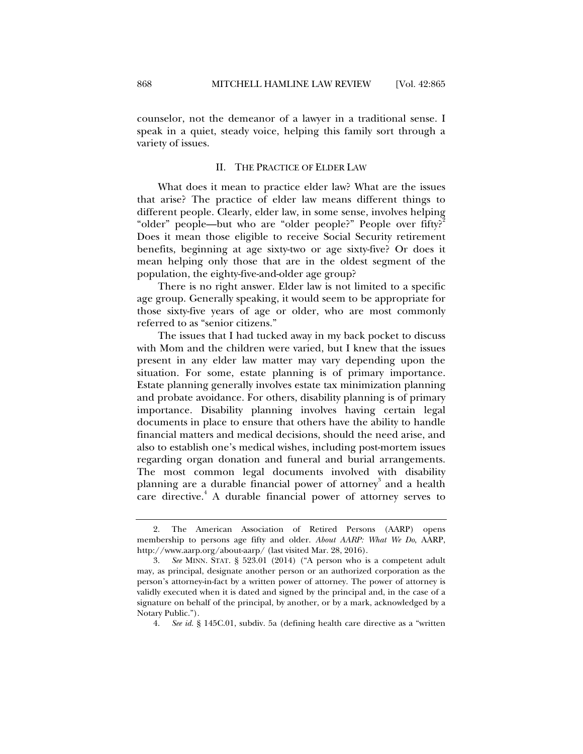counselor, not the demeanor of a lawyer in a traditional sense. I speak in a quiet, steady voice, helping this family sort through a variety of issues.

## II. THE PRACTICE OF ELDER LAW

What does it mean to practice elder law? What are the issues that arise? The practice of elder law means different things to different people. Clearly, elder law, in some sense, involves helping "older" people—but who are "older people?" People over fifty?[2] Does it mean those eligible to receive Social Security retirement benefits, beginning at age sixty-two or age sixty-five? Or does it mean helping only those that are in the oldest segment of the population, the eighty-five-and-older age group?

There is no right answer. Elder law is not limited to a specific age group. Generally speaking, it would seem to be appropriate for those sixty-five years of age or older, who are most commonly referred to as "senior citizens."

The issues that I had tucked away in my back pocket to discuss with Mom and the children were varied, but I knew that the issues present in any elder law matter may vary depending upon the situation. For some, estate planning is of primary importance. Estate planning generally involves estate tax minimization planning and probate avoidance. For others, disability planning is of primary importance. Disability planning involves having certain legal documents in place to ensure that others have the ability to handle financial matters and medical decisions, should the need arise, and also to establish one's medical wishes, including post-mortem issues regarding organ donation and funeral and burial arrangements. The most common legal documents involved with disability planning are a durable financial power of attorney[3] and a health care directive.[4] A durable financial power of attorney serves to

---

2. The American Association of Retired Persons (AARP) opens membership to persons age fifty and older. *About AARP: What We Do*, AARP, http://www.aarp.org/about-aarp/ (last visited Mar. 28, 2016).

3. *See* MINN. STAT. § 523.01 (2014) ("A person who is a competent adult may, as principal, designate another person or an authorized corporation as the person's attorney-in-fact by a written power of attorney. The power of attorney is validly executed when it is dated and signed by the principal and, in the case of a signature on behalf of the principal, by another, or by a mark, acknowledged by a Notary Public.").

4. *See id.* § 145C.01, subdiv. 5a (defining health care directive as a "written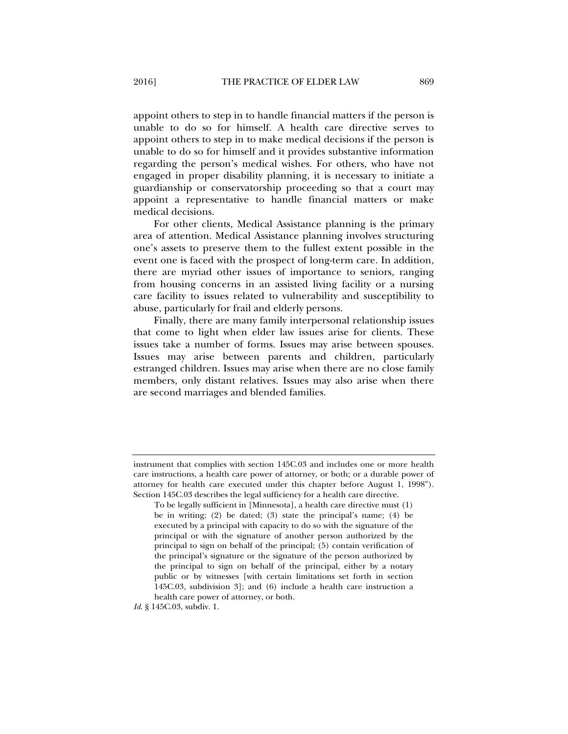appoint others to step in to handle financial matters if the person is unable to do so for himself. A health care directive serves to appoint others to step in to make medical decisions if the person is unable to do so for himself and it provides substantive information regarding the person's medical wishes. For others, who have not engaged in proper disability planning, it is necessary to initiate a guardianship or conservatorship proceeding so that a court may appoint a representative to handle financial matters or make medical decisions.

For other clients, Medical Assistance planning is the primary area of attention. Medical Assistance planning involves structuring one's assets to preserve them to the fullest extent possible in the event one is faced with the prospect of long-term care. In addition, there are myriad other issues of importance to seniors, ranging from housing concerns in an assisted living facility or a nursing care facility to issues related to vulnerability and susceptibility to abuse, particularly for frail and elderly persons.

Finally, there are many family interpersonal relationship issues that come to light when elder law issues arise for clients. These issues take a number of forms. Issues may arise between spouses. Issues may arise between parents and children, particularly estranged children. Issues may arise when there are no close family members, only distant relatives. Issues may also arise when there are second marriages and blended families.

---

instrument that complies with section 145C.03 and includes one or more health care instructions, a health care power of attorney, or both; or a durable power of attorney for health care executed under this chapter before August 1, 1998"). Section 145C.03 describes the legal sufficiency for a health care directive.

> To be legally sufficient in [Minnesota], a health care directive must (1) be in writing; (2) be dated; (3) state the principal's name; (4) be executed by a principal with capacity to do so with the signature of the principal or with the signature of another person authorized by the principal to sign on behalf of the principal; (5) contain verification of the principal's signature or the signature of the person authorized by the principal to sign on behalf of the principal, either by a notary public or by witnesses [with certain limitations set forth in section 145C.03, subdivision 3]; and (6) include a health care instruction a health care power of attorney, or both.

*Id.* § 145C.03, subdiv. 1.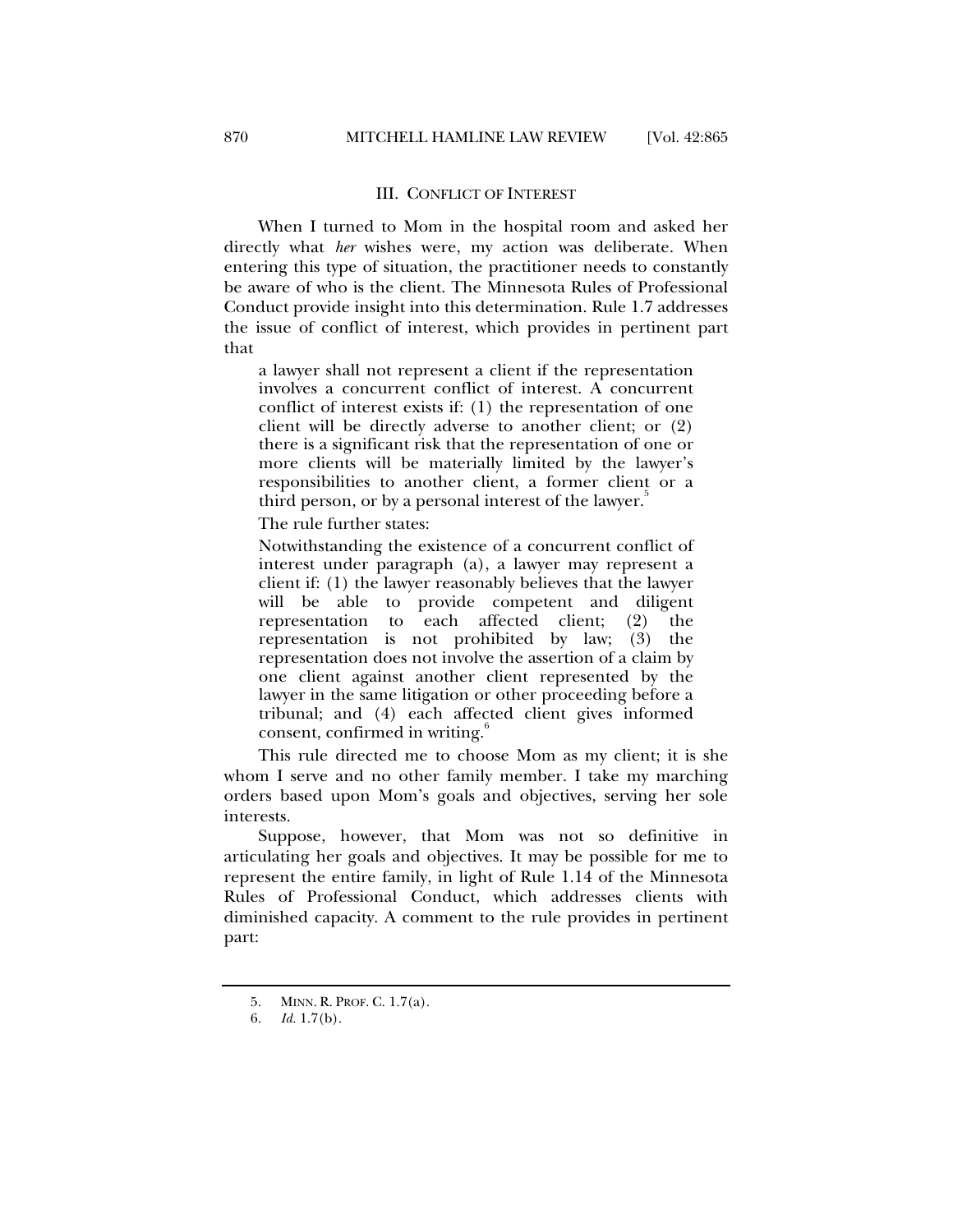## III. CONFLICT OF INTEREST

When I turned to Mom in the hospital room and asked her directly what *her* wishes were, my action was deliberate. When entering this type of situation, the practitioner needs to constantly be aware of who is the client. The Minnesota Rules of Professional Conduct provide insight into this determination. Rule 1.7 addresses the issue of conflict of interest, which provides in pertinent part that

> a lawyer shall not represent a client if the representation involves a concurrent conflict of interest. A concurrent conflict of interest exists if: (1) the representation of one client will be directly adverse to another client; or (2) there is a significant risk that the representation of one or more clients will be materially limited by the lawyer's responsibilities to another client, a former client or a third person, or by a personal interest of the lawyer.[5]

The rule further states:

> Notwithstanding the existence of a concurrent conflict of interest under paragraph (a), a lawyer may represent a client if: (1) the lawyer reasonably believes that the lawyer will be able to provide competent and diligent representation to each affected client; (2) the representation is not prohibited by law; (3) the representation does not involve the assertion of a claim by one client against another client represented by the lawyer in the same litigation or other proceeding before a tribunal; and (4) each affected client gives informed consent, confirmed in writing.[6]

This rule directed me to choose Mom as my client; it is she whom I serve and no other family member. I take my marching orders based upon Mom's goals and objectives, serving her sole interests.

Suppose, however, that Mom was not so definitive in articulating her goals and objectives. It may be possible for me to represent the entire family, in light of Rule 1.14 of the Minnesota Rules of Professional Conduct, which addresses clients with diminished capacity. A comment to the rule provides in pertinent part:

---

5. MINN. R. PROF. C. 1.7(a).

6. *Id.* 1.7(b).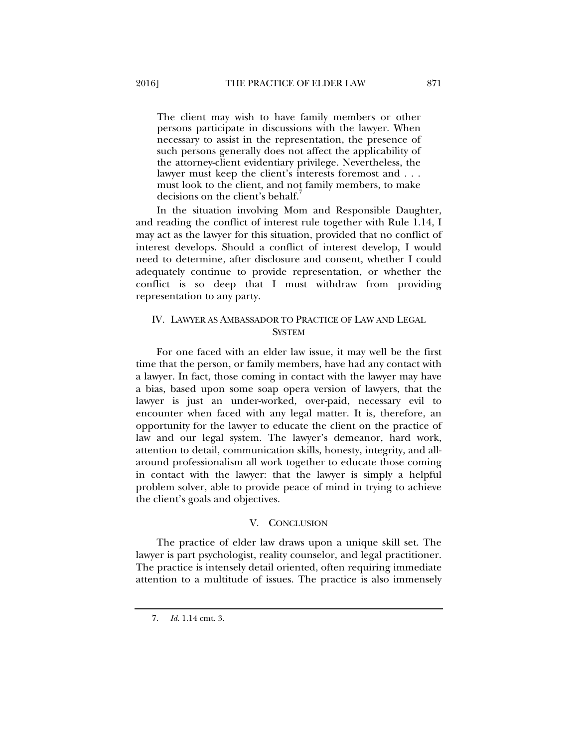> The client may wish to have family members or other persons participate in discussions with the lawyer. When necessary to assist in the representation, the presence of such persons generally does not affect the applicability of the attorney-client evidentiary privilege. Nevertheless, the lawyer must keep the client's interests foremost and . . . must look to the client, and not family members, to make decisions on the client's behalf.[7]

In the situation involving Mom and Responsible Daughter, and reading the conflict of interest rule together with Rule 1.14, I may act as the lawyer for this situation, provided that no conflict of interest develops. Should a conflict of interest develop, I would need to determine, after disclosure and consent, whether I could adequately continue to provide representation, or whether the conflict is so deep that I must withdraw from providing representation to any party.

## IV. LAWYER AS AMBASSADOR TO PRACTICE OF LAW AND LEGAL SYSTEM

For one faced with an elder law issue, it may well be the first time that the person, or family members, have had any contact with a lawyer. In fact, those coming in contact with the lawyer may have a bias, based upon some soap opera version of lawyers, that the lawyer is just an under-worked, over-paid, necessary evil to encounter when faced with any legal matter. It is, therefore, an opportunity for the lawyer to educate the client on the practice of law and our legal system. The lawyer's demeanor, hard work, attention to detail, communication skills, honesty, integrity, and all-around professionalism all work together to educate those coming in contact with the lawyer: that the lawyer is simply a helpful problem solver, able to provide peace of mind in trying to achieve the client's goals and objectives.

## V. CONCLUSION

The practice of elder law draws upon a unique skill set. The lawyer is part psychologist, reality counselor, and legal practitioner. The practice is intensely detail oriented, often requiring immediate attention to a multitude of issues. The practice is also immensely

---

7. *Id.* 1.14 cmt. 3.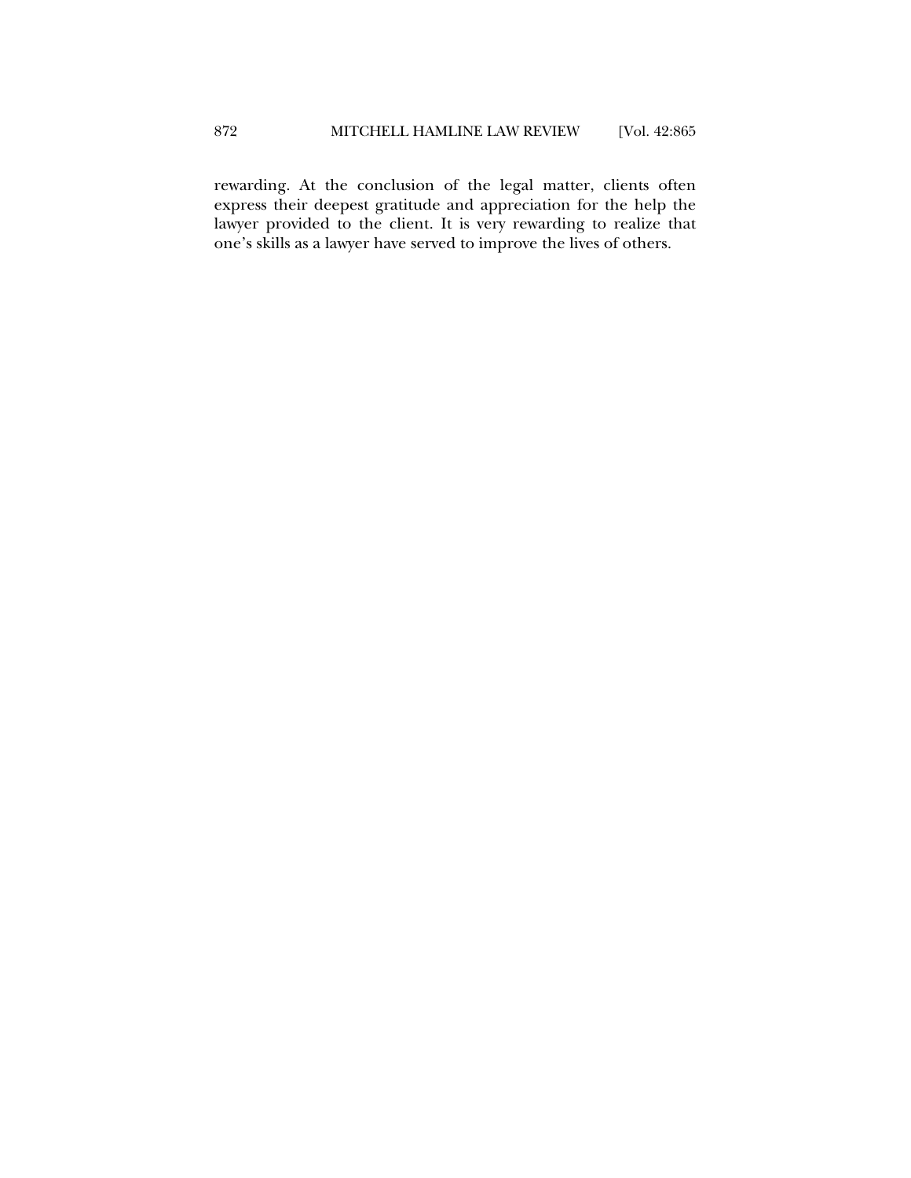rewarding. At the conclusion of the legal matter, clients often express their deepest gratitude and appreciation for the help the lawyer provided to the client. It is very rewarding to realize that one's skills as a lawyer have served to improve the lives of others.